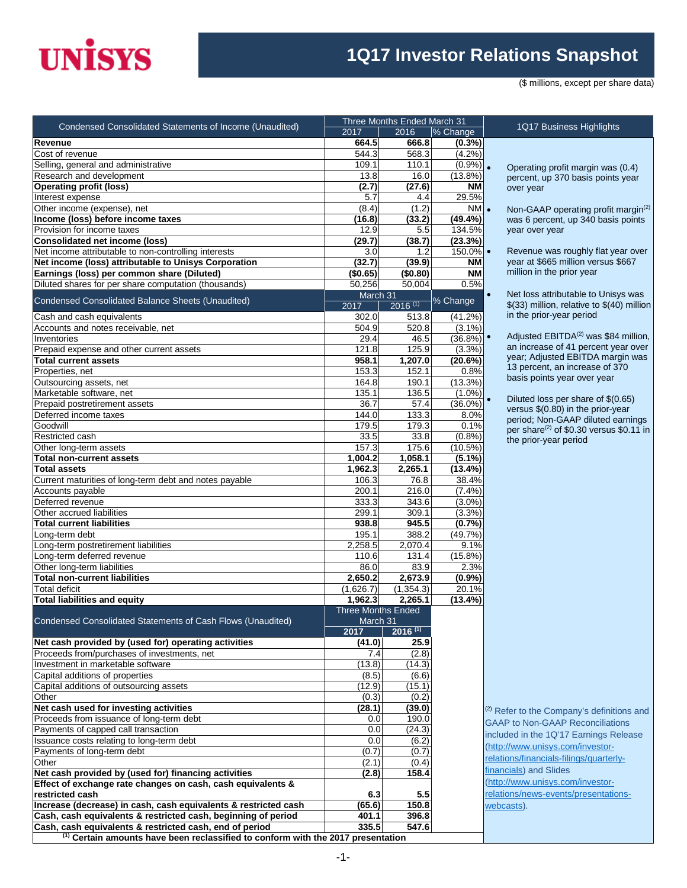# UNISYS

# 1Q17 Investor Relations Snapshot

($ millions, except per share data)

| Condensed Consolidated Statements of Income (Unaudited) | Three Months Ended March 31 | | |
|---|---|---|---|
| | 2017 | 2016 | % Change |
| **Revenue** | **664.5** | **666.8** | **(0.3%)** |
| Cost of revenue | 544.3 | 568.3 | (4.2%) |
| Selling, general and administrative | 109.1 | 110.1 | (0.9%) |
| Research and development | 13.8 | 16.0 | (13.8%) |
| **Operating profit (loss)** | **(2.7)** | **(27.6)** | **NM** |
| Interest expense | 5.7 | 4.4 | 29.5% |
| Other income (expense), net | (8.4) | (1.2) | NM |
| **Income (loss) before income taxes** | **(16.8)** | **(33.2)** | **(49.4%)** |
| Provision for income taxes | 12.9 | 5.5 | 134.5% |
| **Consolidated net income (loss)** | **(29.7)** | **(38.7)** | **(23.3%)** |
| Net income attributable to non-controlling interests | 3.0 | 1.2 | 150.0% |
| **Net income (loss) attributable to Unisys Corporation** | **(32.7)** | **(39.9)** | **NM** |
| **Earnings (loss) per common share (Diluted)** | **($0.65)** | **($0.80)** | **NM** |
| Diluted shares for per share computation (thousands) | 50,256 | 50,004 | 0.5% |

| Condensed Consolidated Balance Sheets (Unaudited) | March 31 | | |
|---|---|---|---|
| | 2017 | 2016 [1] | % Change |
| Cash and cash equivalents | 302.0 | 513.8 | (41.2%) |
| Accounts and notes receivable, net | 504.9 | 520.8 | (3.1%) |
| Inventories | 29.4 | 46.5 | (36.8%) |
| Prepaid expense and other current assets | 121.8 | 125.9 | (3.3%) |
| **Total current assets** | **958.1** | **1,207.0** | **(20.6%)** |
| Properties, net | 153.3 | 152.1 | 0.8% |
| Outsourcing assets, net | 164.8 | 190.1 | (13.3%) |
| Marketable software, net | 135.1 | 136.5 | (1.0%) |
| Prepaid postretirement assets | 36.7 | 57.4 | (36.0%) |
| Deferred income taxes | 144.0 | 133.3 | 8.0% |
| Goodwill | 179.5 | 179.3 | 0.1% |
| Restricted cash | 33.5 | 33.8 | (0.8%) |
| Other long-term assets | 157.3 | 175.6 | (10.5%) |
| **Total non-current assets** | **1,004.2** | **1,058.1** | **(5.1%)** |
| **Total assets** | **1,962.3** | **2,265.1** | **(13.4%)** |
| Current maturities of long-term debt and notes payable | 106.3 | 76.8 | 38.4% |
| Accounts payable | 200.1 | 216.0 | (7.4%) |
| Deferred revenue | 333.3 | 343.6 | (3.0%) |
| Other accrued liabilities | 299.1 | 309.1 | (3.3%) |
| **Total current liabilities** | **938.8** | **945.5** | **(0.7%)** |
| Long-term debt | 195.1 | 388.2 | (49.7%) |
| Long-term postretirement liabilities | 2,258.5 | 2,070.4 | 9.1% |
| Long-term deferred revenue | 110.6 | 131.4 | (15.8%) |
| Other long-term liabilities | 86.0 | 83.9 | 2.3% |
| **Total non-current liabilities** | **2,650.2** | **2,673.9** | **(0.9%)** |
| Total deficit | (1,626.7) | (1,354.3) | 20.1% |
| **Total liabilities and equity** | **1,962.3** | **2,265.1** | **(13.4%)** |

| Condensed Consolidated Statements of Cash Flows (Unaudited) | Three Months Ended March 31 | |
|---|---|---|
| | **2017** | **2016 [1]** |
| **Net cash provided by (used for) operating activities** | **(41.0)** | **25.9** |
| Proceeds from/purchases of investments, net | 7.4 | (2.8) |
| Investment in marketable software | (13.8) | (14.3) |
| Capital additions of properties | (8.5) | (6.6) |
| Capital additions of outsourcing assets | (12.9) | (15.1) |
| Other | (0.3) | (0.2) |
| **Net cash used for investing activities** | **(28.1)** | **(39.0)** |
| Proceeds from issuance of long-term debt | 0.0 | 190.0 |
| Payments of capped call transaction | 0.0 | (24.3) |
| Issuance costs relating to long-term debt | 0.0 | (6.2) |
| Payments of long-term debt | (0.7) | (0.7) |
| Other | (2.1) | (0.4) |
| **Net cash provided by (used for) financing activities** | **(2.8)** | **158.4** |
| **Effect of exchange rate changes on cash, cash equivalents & restricted cash** | **6.3** | **5.5** |
| **Increase (decrease) in cash, cash equivalents & restricted cash** | **(65.6)** | **150.8** |
| **Cash, cash equivalents & restricted cash, beginning of period** | **401.1** | **396.8** |
| **Cash, cash equivalents & restricted cash, end of period** | **335.5** | **547.6** |

**[1] Certain amounts have been reclassified to conform with the 2017 presentation**

## 1Q17 Business Highlights

- Operating profit margin was (0.4) percent, up 370 basis points year over year
- Non-GAAP operating profit margin[2] was 6 percent, up 340 basis points year over year
- Revenue was roughly flat year over year at $665 million versus $667 million in the prior year
- Net loss attributable to Unisys was $(33) million, relative to $(40) million in the prior-year period
- Adjusted EBITDA[2] was $84 million, an increase of 41 percent year over year; Adjusted EBITDA margin was 13 percent, an increase of 370 basis points year over year
- Diluted loss per share of $(0.65) versus $(0.80) in the prior-year period; Non-GAAP diluted earnings per share[2] of $0.30 versus $0.11 in the prior-year period

[2] Refer to the Company's definitions and GAAP to Non-GAAP Reconciliations included in the 1Q'17 Earnings Release (http://www.unisys.com/investor-relations/financials-filings/quarterly-financials) and Slides (http://www.unisys.com/investor-relations/news-events/presentations-webcasts).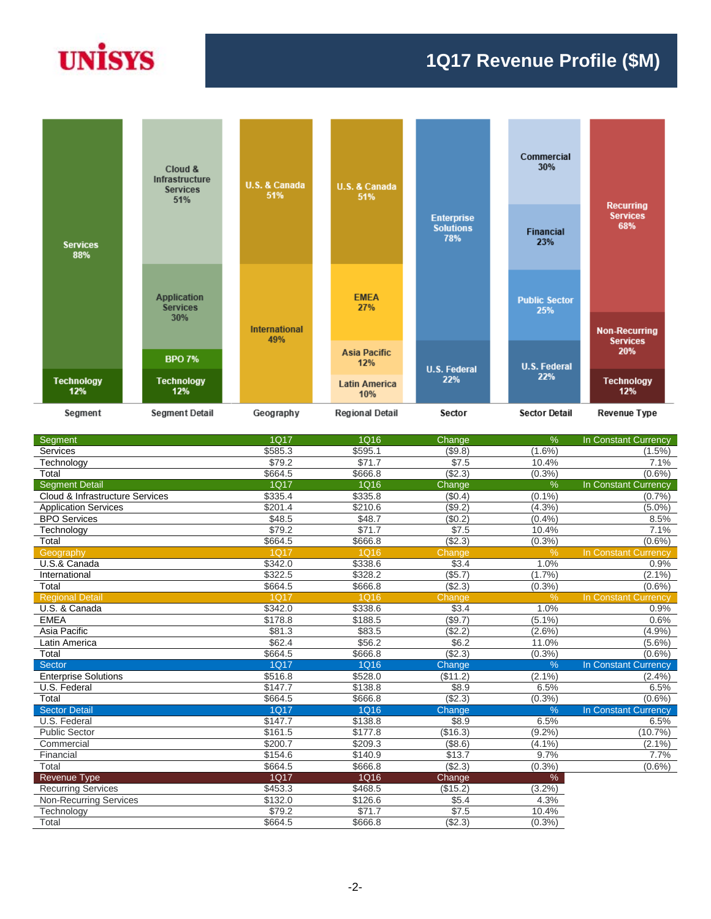# 1Q17 Revenue Profile ($M)

Services 88%
Technology 12%
Segment

Cloud & Infrastructure Services 51%
Application Services 30%
BPO 7%
Technology 12%
Segment Detail

U.S. & Canada 51%
International 49%
Geography

U.S. & Canada 51%
EMEA 27%
Asia Pacific 12%
Latin America 10%
Regional Detail

Enterprise Solutions 78%
U.S. Federal 22%
Sector

Commercial 30%
Financial 23%
Public Sector 25%
U.S. Federal 22%
Sector Detail

Recurring Services 68%
Non-Recurring Services 20%
Technology 12%
Revenue Type

| Segment | 1Q17 | 1Q16 | Change | % | In Constant Currency |
|---|---|---|---|---|---|
| Services | $585.3 | $595.1 | ($9.8) | (1.6%) | (1.5%) |
| Technology | $79.2 | $71.7 | $7.5 | 10.4% | 7.1% |
| Total | $664.5 | $666.8 | ($2.3) | (0.3%) | (0.6%) |
| **Segment Detail** | **1Q17** | **1Q16** | **Change** | **%** | **In Constant Currency** |
| Cloud & Infrastructure Services | $335.4 | $335.8 | ($0.4) | (0.1%) | (0.7%) |
| Application Services | $201.4 | $210.6 | ($9.2) | (4.3%) | (5.0%) |
| BPO Services | $48.5 | $48.7 | ($0.2) | (0.4%) | 8.5% |
| Technology | $79.2 | $71.7 | $7.5 | 10.4% | 7.1% |
| Total | $664.5 | $666.8 | ($2.3) | (0.3%) | (0.6%) |
| **Geography** | **1Q17** | **1Q16** | **Change** | **%** | **In Constant Currency** |
| U.S.& Canada | $342.0 | $338.6 | $3.4 | 1.0% | 0.9% |
| International | $322.5 | $328.2 | ($5.7) | (1.7%) | (2.1%) |
| Total | $664.5 | $666.8 | ($2.3) | (0.3%) | (0.6%) |
| **Regional Detail** | **1Q17** | **1Q16** | **Change** | **%** | **In Constant Currency** |
| U.S. & Canada | $342.0 | $338.6 | $3.4 | 1.0% | 0.9% |
| EMEA | $178.8 | $188.5 | ($9.7) | (5.1%) | 0.6% |
| Asia Pacific | $81.3 | $83.5 | ($2.2) | (2.6%) | (4.9%) |
| Latin America | $62.4 | $56.2 | $6.2 | 11.0% | (5.6%) |
| Total | $664.5 | $666.8 | ($2.3) | (0.3%) | (0.6%) |
| **Sector** | **1Q17** | **1Q16** | **Change** | **%** | **In Constant Currency** |
| Enterprise Solutions | $516.8 | $528.0 | ($11.2) | (2.1%) | (2.4%) |
| U.S. Federal | $147.7 | $138.8 | $8.9 | 6.5% | 6.5% |
| Total | $664.5 | $666.8 | ($2.3) | (0.3%) | (0.6%) |
| **Sector Detail** | **1Q17** | **1Q16** | **Change** | **%** | **In Constant Currency** |
| U.S. Federal | $147.7 | $138.8 | $8.9 | 6.5% | 6.5% |
| Public Sector | $161.5 | $177.8 | ($16.3) | (9.2%) | (10.7%) |
| Commercial | $200.7 | $209.3 | ($8.6) | (4.1%) | (2.1%) |
| Financial | $154.6 | $140.9 | $13.7 | 9.7% | 7.7% |
| Total | $664.5 | $666.8 | ($2.3) | (0.3%) | (0.6%) |
| **Revenue Type** | **1Q17** | **1Q16** | **Change** | **%** | |
| Recurring Services | $453.3 | $468.5 | ($15.2) | (3.2%) | |
| Non-Recurring Services | $132.0 | $126.6 | $5.4 | 4.3% | |
| Technology | $79.2 | $71.7 | $7.5 | 10.4% | |
| Total | $664.5 | $666.8 | ($2.3) | (0.3%) | |